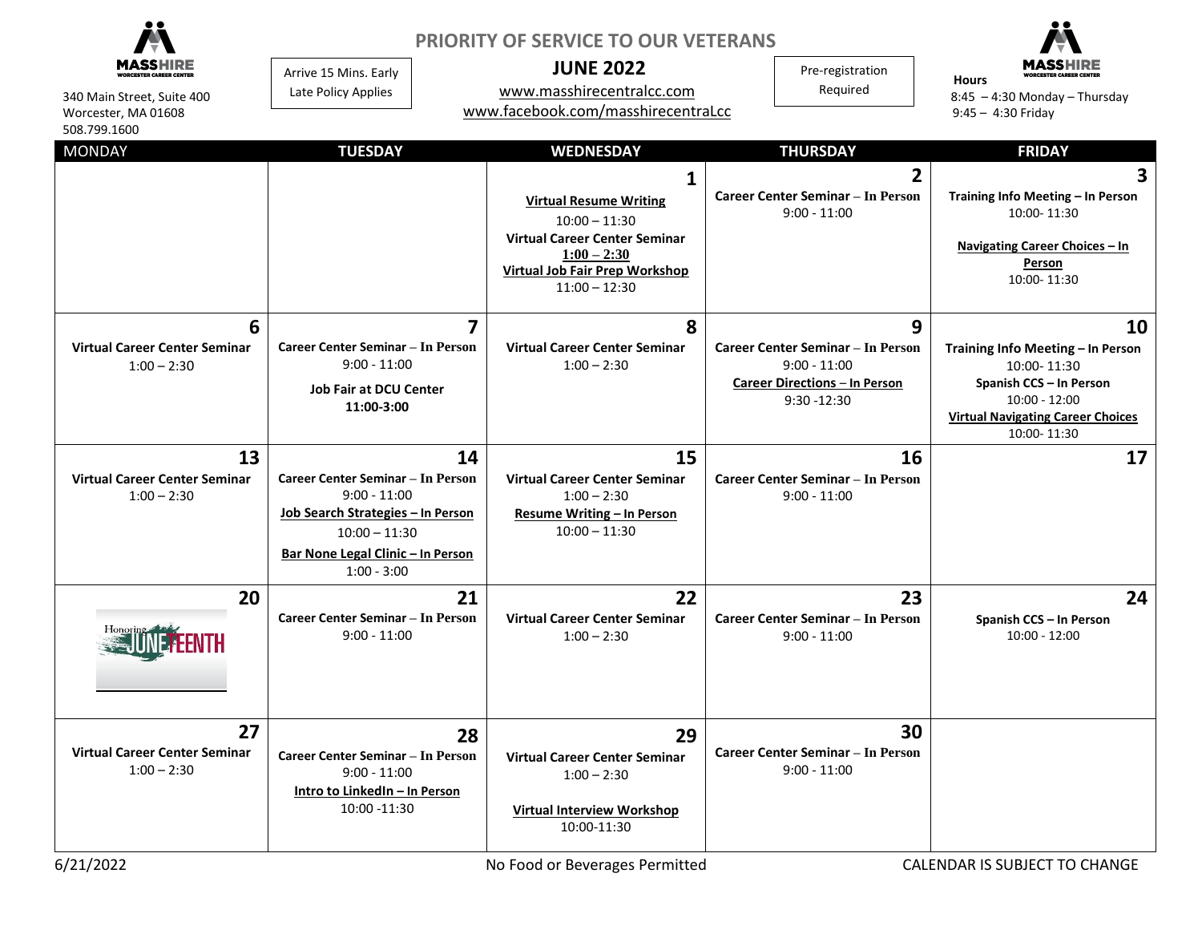MASSHIRE WORCESTER CAREER CENTER

340 Main Street, Suite 400
Worcester, MA 01608
508.799.1600

Arrive 15 Mins. Early
Late Policy Applies

# PRIORITY OF SERVICE TO OUR VETERANS

## JUNE 2022

www.masshirecentralcc.com
www.facebook.com/masshirecentralcc

Pre-registration Required

**Hours**
8:45 – 4:30 Monday – Thursday
9:45 – 4:30 Friday

| MONDAY | TUESDAY | WEDNESDAY | THURSDAY | FRIDAY |
|---|---|---|---|---|
| | | **1**<br>**Virtual Resume Writing**<br>10:00 – 11:30<br>**Virtual Career Center Seminar**<br>**1:00 – 2:30**<br>**Virtual Job Fair Prep Workshop**<br>11:00 – 12:30 | **2**<br>**Career Center Seminar – In Person**<br>9:00 - 11:00 | **3**<br>**Training Info Meeting – In Person**<br>10:00- 11:30<br>**Navigating Career Choices – In Person**<br>10:00- 11:30 |
| **6**<br>**Virtual Career Center Seminar**<br>1:00 – 2:30 | **7**<br>**Career Center Seminar – In Person**<br>9:00 - 11:00<br>**Job Fair at DCU Center**<br>**11:00-3:00** | **8**<br>**Virtual Career Center Seminar**<br>1:00 – 2:30 | **9**<br>**Career Center Seminar – In Person**<br>9:00 - 11:00<br>**Career Directions – In Person**<br>9:30 -12:30 | **10**<br>**Training Info Meeting – In Person**<br>10:00- 11:30<br>**Spanish CCS – In Person**<br>10:00 - 12:00<br>**Virtual Navigating Career Choices**<br>10:00- 11:30 |
| **13**<br>**Virtual Career Center Seminar**<br>1:00 – 2:30 | **14**<br>**Career Center Seminar – In Person**<br>9:00 - 11:00<br>**Job Search Strategies – In Person**<br>10:00 – 11:30<br>**Bar None Legal Clinic – In Person**<br>1:00 - 3:00 | **15**<br>**Virtual Career Center Seminar**<br>1:00 – 2:30<br>**Resume Writing – In Person**<br>10:00 – 11:30 | **16**<br>**Career Center Seminar – In Person**<br>9:00 - 11:00 | **17** |
| **20**<br>Honoring JUNETEENTH | **21**<br>**Career Center Seminar – In Person**<br>9:00 - 11:00 | **22**<br>**Virtual Career Center Seminar**<br>1:00 – 2:30 | **23**<br>**Career Center Seminar – In Person**<br>9:00 - 11:00 | **24**<br>**Spanish CCS – In Person**<br>10:00 - 12:00 |
| **27**<br>**Virtual Career Center Seminar**<br>1:00 – 2:30 | **28**<br>**Career Center Seminar – In Person**<br>9:00 - 11:00<br>**Intro to LinkedIn – In Person**<br>10:00 -11:30 | **29**<br>**Virtual Career Center Seminar**<br>1:00 – 2:30<br>**Virtual Interview Workshop**<br>10:00-11:30 | **30**<br>**Career Center Seminar – In Person**<br>9:00 - 11:00 | |

6/21/2022 No Food or Beverages Permitted CALENDAR IS SUBJECT TO CHANGE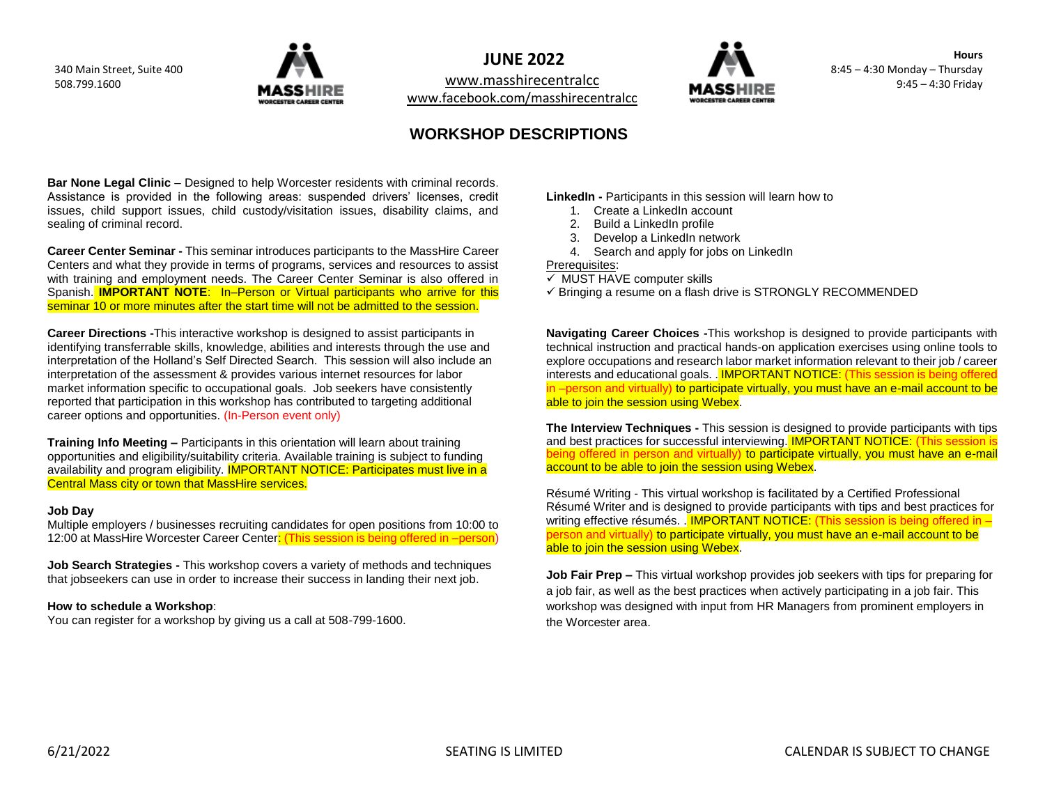340 Main Street, Suite 400
508.799.1600

**JUNE 2022**

www.masshirecentralcc
www.facebook.com/masshirecentralcc

**Hours**
8:45 – 4:30 Monday – Thursday
9:45 – 4:30 Friday

# WORKSHOP DESCRIPTIONS

**Bar None Legal Clinic** – Designed to help Worcester residents with criminal records. Assistance is provided in the following areas: suspended drivers' licenses, credit issues, child support issues, child custody/visitation issues, disability claims, and sealing of criminal record.

**Career Center Seminar -** This seminar introduces participants to the MassHire Career Centers and what they provide in terms of programs, services and resources to assist with training and employment needs. The Career Center Seminar is also offered in Spanish. **IMPORTANT NOTE**: In–Person or Virtual participants who arrive for this seminar 10 or more minutes after the start time will not be admitted to the session.

**Career Directions -**This interactive workshop is designed to assist participants in identifying transferrable skills, knowledge, abilities and interests through the use and interpretation of the Holland's Self Directed Search. This session will also include an interpretation of the assessment & provides various internet resources for labor market information specific to occupational goals. Job seekers have consistently reported that participation in this workshop has contributed to targeting additional career options and opportunities. (In-Person event only)

**Training Info Meeting –** Participants in this orientation will learn about training opportunities and eligibility/suitability criteria. Available training is subject to funding availability and program eligibility. IMPORTANT NOTICE: Participates must live in a Central Mass city or town that MassHire services.

**Job Day**
Multiple employers / businesses recruiting candidates for open positions from 10:00 to 12:00 at MassHire Worcester Career Center: (This session is being offered in –person)

**Job Search Strategies -** This workshop covers a variety of methods and techniques that jobseekers can use in order to increase their success in landing their next job.

**How to schedule a Workshop**:
You can register for a workshop by giving us a call at 508-799-1600.

**LinkedIn -** Participants in this session will learn how to

1. Create a LinkedIn account
2. Build a LinkedIn profile
3. Develop a LinkedIn network
4. Search and apply for jobs on LinkedIn

Prerequisites:
✓ MUST HAVE computer skills
✓ Bringing a resume on a flash drive is STRONGLY RECOMMENDED

**Navigating Career Choices -**This workshop is designed to provide participants with technical instruction and practical hands-on application exercises using online tools to explore occupations and research labor market information relevant to their job / career interests and educational goals. . IMPORTANT NOTICE: (This session is being offered in –person and virtually) to participate virtually, you must have an e-mail account to be able to join the session using Webex.

**The Interview Techniques -** This session is designed to provide participants with tips and best practices for successful interviewing. IMPORTANT NOTICE: (This session is being offered in person and virtually) to participate virtually, you must have an e-mail account to be able to join the session using Webex.

Résumé Writing - This virtual workshop is facilitated by a Certified Professional Résumé Writer and is designed to provide participants with tips and best practices for writing effective résumés. . IMPORTANT NOTICE: (This session is being offered in –person and virtually) to participate virtually, you must have an e-mail account to be able to join the session using Webex.

**Job Fair Prep –** This virtual workshop provides job seekers with tips for preparing for a job fair, as well as the best practices when actively participating in a job fair. This workshop was designed with input from HR Managers from prominent employers in the Worcester area.

6/21/2022 SEATING IS LIMITED CALENDAR IS SUBJECT TO CHANGE